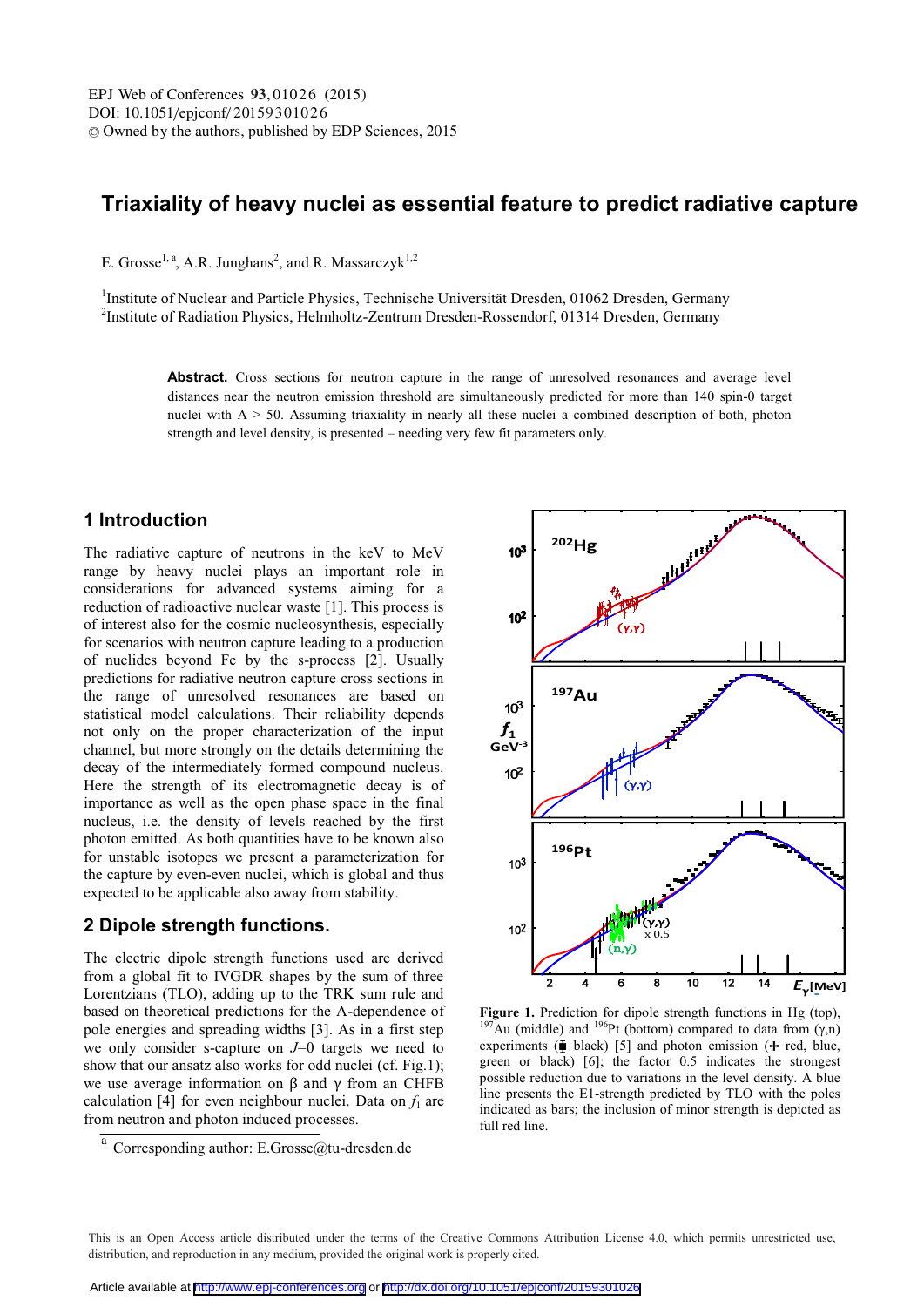EPJ Web of Conferences 93, 01026 (2015)
DOI: 10.1051/epjconf/20159301026
© Owned by the authors, published by EDP Sciences, 2015

# Triaxiality of heavy nuclei as essential feature to predict radiative capture

E. Grosse[1, a], A.R. Junghans[2], and R. Massarczyk[1,2]

[1]Institute of Nuclear and Particle Physics, Technische Universität Dresden, 01062 Dresden, Germany
[2]Institute of Radiation Physics, Helmholtz-Zentrum Dresden-Rossendorf, 01314 Dresden, Germany

**Abstract.** Cross sections for neutron capture in the range of unresolved resonances and average level distances near the neutron emission threshold are simultaneously predicted for more than 140 spin-0 target nuclei with A > 50. Assuming triaxiality in nearly all these nuclei a combined description of both, photon strength and level density, is presented – needing very few fit parameters only.

## 1 Introduction

The radiative capture of neutrons in the keV to MeV range by heavy nuclei plays an important role in considerations for advanced systems aiming for a reduction of radioactive nuclear waste [1]. This process is of interest also for the cosmic nucleosynthesis, especially for scenarios with neutron capture leading to a production of nuclides beyond Fe by the s-process [2]. Usually predictions for radiative neutron capture cross sections in the range of unresolved resonances are based on statistical model calculations. Their reliability depends not only on the proper characterization of the input channel, but more strongly on the details determining the decay of the intermediately formed compound nucleus. Here the strength of its electromagnetic decay is of importance as well as the open phase space in the final nucleus, i.e. the density of levels reached by the first photon emitted. As both quantities have to be known also for unstable isotopes we present a parameterization for the capture by even-even nuclei, which is global and thus expected to be applicable also away from stability.

## 2 Dipole strength functions.

The electric dipole strength functions used are derived from a global fit to IVGDR shapes by the sum of three Lorentzians (TLO), adding up to the TRK sum rule and based on theoretical predictions for the A-dependence of pole energies and spreading widths [3]. As in a first step we only consider s-capture on $J$=0 targets we need to show that our ansatz also works for odd nuclei (cf. Fig.1); we use average information on β and γ from an CHFB calculation [4] for even neighbour nuclei. Data on $f_1$ are from neutron and photon induced processes.

**Figure 1.** Prediction for dipole strength functions in Hg (top), $^{197}$Au (middle) and $^{196}$Pt (bottom) compared to data from (γ,n) experiments (black) [5] and photon emission (+ red, blue, green or black) [6]; the factor 0.5 indicates the strongest possible reduction due to variations in the level density. A blue line presents the E1-strength predicted by TLO with the poles indicated as bars; the inclusion of minor strength is depicted as full red line.

[a] Corresponding author: E.Grosse@tu-dresden.de

This is an Open Access article distributed under the terms of the Creative Commons Attribution License 4.0, which permits unrestricted use, distribution, and reproduction in any medium, provided the original work is properly cited.

Article available at http://www.epj-conferences.org or http://dx.doi.org/10.1051/epjconf/20159301026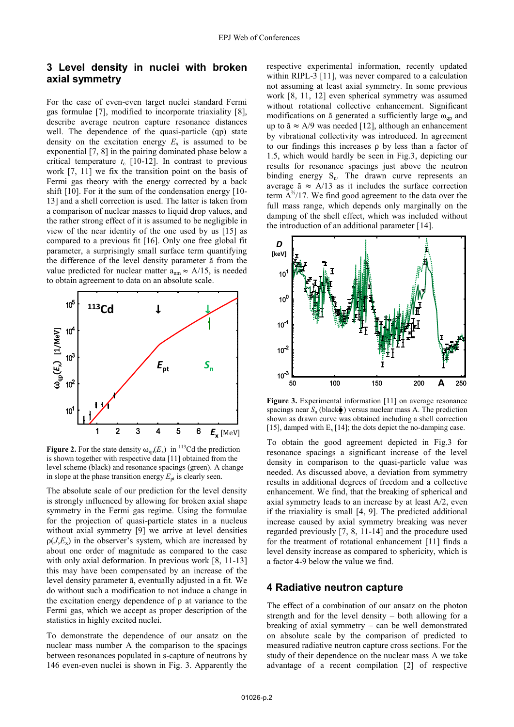## 3 Level density in nuclei with broken axial symmetry

For the case of even-even target nuclei standard Fermi gas formulae [7], modified to incorporate triaxiality [8], describe average neutron capture resonance distances well. The dependence of the quasi-particle (qp) state density on the excitation energy $E_x$ is assumed to be exponential [7, 8] in the pairing dominated phase below a critical temperature $t_c$ [10-12]. In contrast to previous work [7, 11] we fix the transition point on the basis of Fermi gas theory with the energy corrected by a back shift [10]. For it the sum of the condensation energy [10-13] and a shell correction is used. The latter is taken from a comparison of nuclear masses to liquid drop values, and the rather strong effect of it is assumed to be negligible in view of the near identity of the one used by us [15] as compared to a previous fit [16]. Only one free global fit parameter, a surprisingly small surface term quantifying the difference of the level density parameter ã from the value predicted for nuclear matter $a_{nm} \approx A/15$, is needed to obtain agreement to data on an absolute scale.

**Figure 2.** For the state density $\omega_{qp}(E_x)$ in $^{113}$Cd the prediction is shown together with respective data [11] obtained from the level scheme (black) and resonance spacings (green). A change in slope at the phase transition energy $E_{pt}$ is clearly seen.

The absolute scale of our prediction for the level density is strongly influenced by allowing for broken axial shape symmetry in the Fermi gas regime. Using the formulae for the projection of quasi-particle states in a nucleus without axial symmetry [9] we arrive at level densities $\rho(J,E_x)$ in the observer's system, which are increased by about one order of magnitude as compared to the case with only axial deformation. In previous work [8, 11-13] this may have been compensated by an increase of the level density parameter ã, eventually adjusted in a fit. We do without such a modification to not induce a change in the excitation energy dependence of ρ at variance to the Fermi gas, which we accept as proper description of the statistics in highly excited nuclei.

To demonstrate the dependence of our ansatz on the nuclear mass number A the comparison to the spacings between resonances populated in s-capture of neutrons by 146 even-even nuclei is shown in Fig. 3. Apparently the respective experimental information, recently updated within RIPL-3 [11], was never compared to a calculation not assuming at least axial symmetry. In some previous work [8, 11, 12] even spherical symmetry was assumed without rotational collective enhancement. Significant modifications on ã generated a sufficiently large $\omega_{qp}$ and up to ã ≈ A/9 was needed [12], although an enhancement by vibrational collectivity was introduced. In agreement to our findings this increases ρ by less than a factor of 1.5, which would hardly be seen in Fig.3, depicting our results for resonance spacings just above the neutron binding energy $S_n$. The drawn curve represents an average ã ≈ A/13 as it includes the surface correction term $A^{2/3}/17$. We find good agreement to the data over the full mass range, which depends only marginally on the damping of the shell effect, which was included without the introduction of an additional parameter [14].

**Figure 3.** Experimental information [11] on average resonance spacings near $S_n$ (black) versus nuclear mass A. The prediction shown as drawn curve was obtained including a shell correction [15], damped with $E_x$ [14]; the dots depict the no-damping case.

To obtain the good agreement depicted in Fig.3 for resonance spacings a significant increase of the level density in comparison to the quasi-particle value was needed. As discussed above, a deviation from symmetry results in additional degrees of freedom and a collective enhancement. We find, that the breaking of spherical and axial symmetry leads to an increase by at least A/2, even if the triaxiality is small [4, 9]. The predicted additional increase caused by axial symmetry breaking was never regarded previously [7, 8, 11-14] and the procedure used for the treatment of rotational enhancement [11] finds a level density increase as compared to sphericity, which is a factor 4-9 below the value we find.

## 4 Radiative neutron capture

The effect of a combination of our ansatz on the photon strength and for the level density – both allowing for a breaking of axial symmetry – can be well demonstrated on absolute scale by the comparison of predicted to measured radiative neutron capture cross sections. For the study of their dependence on the nuclear mass A we take advantage of a recent compilation [2] of respective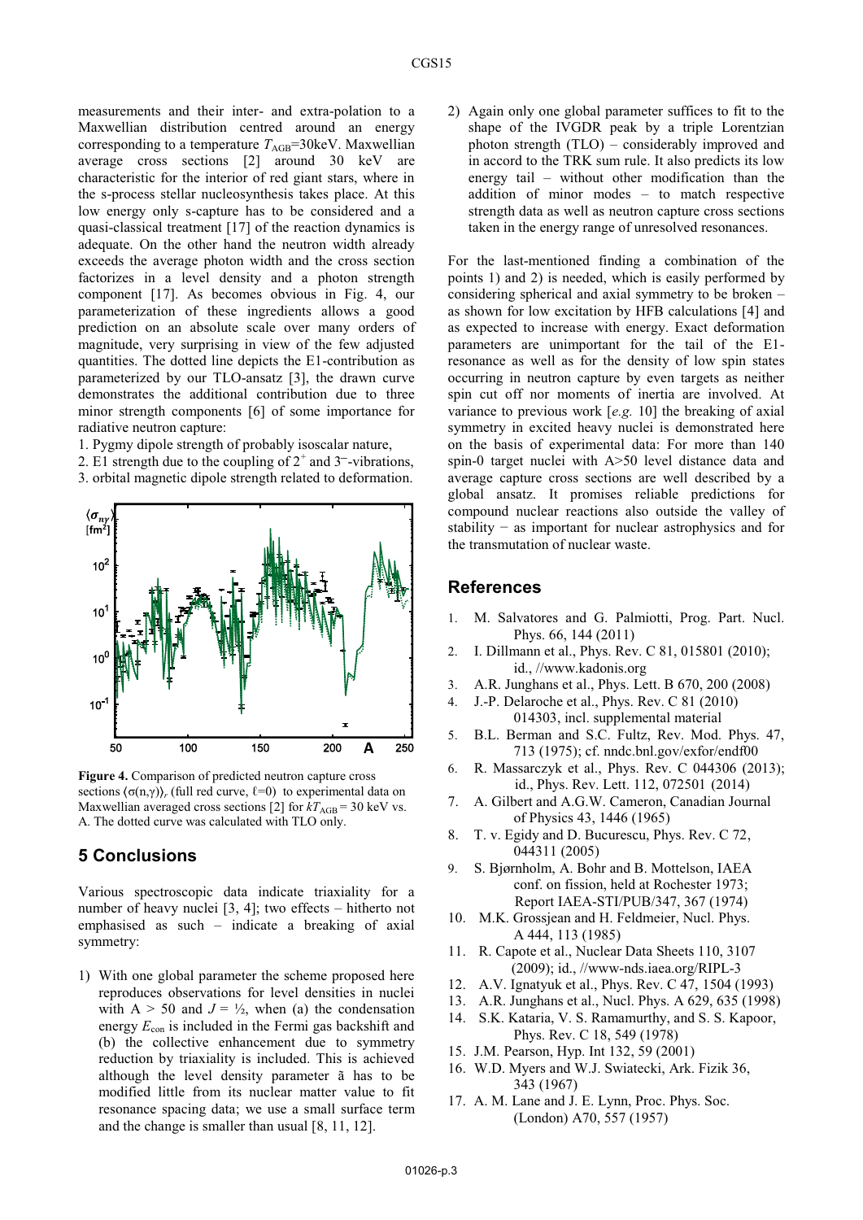measurements and their inter- and extra-polation to a Maxwellian distribution centred around an energy corresponding to a temperature $T_{AGB}$=30keV. Maxwellian average cross sections [2] around 30 keV are characteristic for the interior of red giant stars, where in the s-process stellar nucleosynthesis takes place. At this low energy only s-capture has to be considered and a quasi-classical treatment [17] of the reaction dynamics is adequate. On the other hand the neutron width already exceeds the average photon width and the cross section factorizes in a level density and a photon strength component [17]. As becomes obvious in Fig. 4, our parameterization of these ingredients allows a good prediction on an absolute scale over many orders of magnitude, very surprising in view of the few adjusted quantities. The dotted line depicts the E1-contribution as parameterized by our TLO-ansatz [3], the drawn curve demonstrates the additional contribution due to three minor strength components [6] of some importance for radiative neutron capture:

1. Pygmy dipole strength of probably isoscalar nature,
2. E1 strength due to the coupling of $2^+$ and $3^-$-vibrations,
3. orbital magnetic dipole strength related to deformation.

⟨σ_nγ⟩
[fm²]
10²
10¹
10⁰
10⁻¹
50
100
150
200
A
250

**Figure 4.** Comparison of predicted neutron capture cross sections $\langle\sigma(n,\gamma)\rangle_r$ (full red curve, ℓ=0) to experimental data on Maxwellian averaged cross sections [2] for $kT_{AGB}$ = 30 keV vs. A. The dotted curve was calculated with TLO only.

## 5 Conclusions

Various spectroscopic data indicate triaxiality for a number of heavy nuclei [3, 4]; two effects – hitherto not emphasised as such – indicate a breaking of axial symmetry:

1) With one global parameter the scheme proposed here reproduces observations for level densities in nuclei with A > 50 and $J = \frac{1}{2}$, when (a) the condensation energy $E_{con}$ is included in the Fermi gas backshift and (b) the collective enhancement due to symmetry reduction by triaxiality is included. This is achieved although the level density parameter ã has to be modified little from its nuclear matter value to fit resonance spacing data; we use a small surface term and the change is smaller than usual [8, 11, 12].

2) Again only one global parameter suffices to fit to the shape of the IVGDR peak by a triple Lorentzian photon strength (TLO) – considerably improved and in accord to the TRK sum rule. It also predicts its low energy tail – without other modification than the addition of minor modes – to match respective strength data as well as neutron capture cross sections taken in the energy range of unresolved resonances.

For the last-mentioned finding a combination of the points 1) and 2) is needed, which is easily performed by considering spherical and axial symmetry to be broken – as shown for low excitation by HFB calculations [4] and as expected to increase with energy. Exact deformation parameters are unimportant for the tail of the E1-resonance as well as for the density of low spin states occurring in neutron capture by even targets as neither spin cut off nor moments of inertia are involved. At variance to previous work [*e.g.* 10] the breaking of axial symmetry in excited heavy nuclei is demonstrated here on the basis of experimental data: For more than 140 spin-0 target nuclei with A>50 level distance data and average capture cross sections are well described by a global ansatz. It promises reliable predictions for compound nuclear reactions also outside the valley of stability − as important for nuclear astrophysics and for the transmutation of nuclear waste.

## References

1. M. Salvatores and G. Palmiotti, Prog. Part. Nucl. Phys. 66, 144 (2011)
2. I. Dillmann et al., Phys. Rev. C 81, 015801 (2010); id., //www.kadonis.org
3. A.R. Junghans et al., Phys. Lett. B 670, 200 (2008)
4. J.-P. Delaroche et al., Phys. Rev. C 81 (2010) 014303, incl. supplemental material
5. B.L. Berman and S.C. Fultz, Rev. Mod. Phys. 47, 713 (1975); cf. nndc.bnl.gov/exfor/endf00
6. R. Massarczyk et al., Phys. Rev. C 044306 (2013); id., Phys. Rev. Lett. 112, 072501 (2014)
7. A. Gilbert and A.G.W. Cameron, Canadian Journal of Physics 43, 1446 (1965)
8. T. v. Egidy and D. Bucurescu, Phys. Rev. C 72, 044311 (2005)
9. S. Bjørnholm, A. Bohr and B. Mottelson, IAEA conf. on fission, held at Rochester 1973; Report IAEA-STI/PUB/347, 367 (1974)
10. M.K. Grossjean and H. Feldmeier, Nucl. Phys. A 444, 113 (1985)
11. R. Capote et al., Nuclear Data Sheets 110, 3107 (2009); id., //www-nds.iaea.org/RIPL-3
12. A.V. Ignatyuk et al., Phys. Rev. C 47, 1504 (1993)
13. A.R. Junghans et al., Nucl. Phys. A 629, 635 (1998)
14. S.K. Kataria, V. S. Ramamurthy, and S. S. Kapoor, Phys. Rev. C 18, 549 (1978)
15. J.M. Pearson, Hyp. Int 132, 59 (2001)
16. W.D. Myers and W.J. Swiatecki, Ark. Fizik 36, 343 (1967)
17. A. M. Lane and J. E. Lynn, Proc. Phys. Soc. (London) A70, 557 (1957)